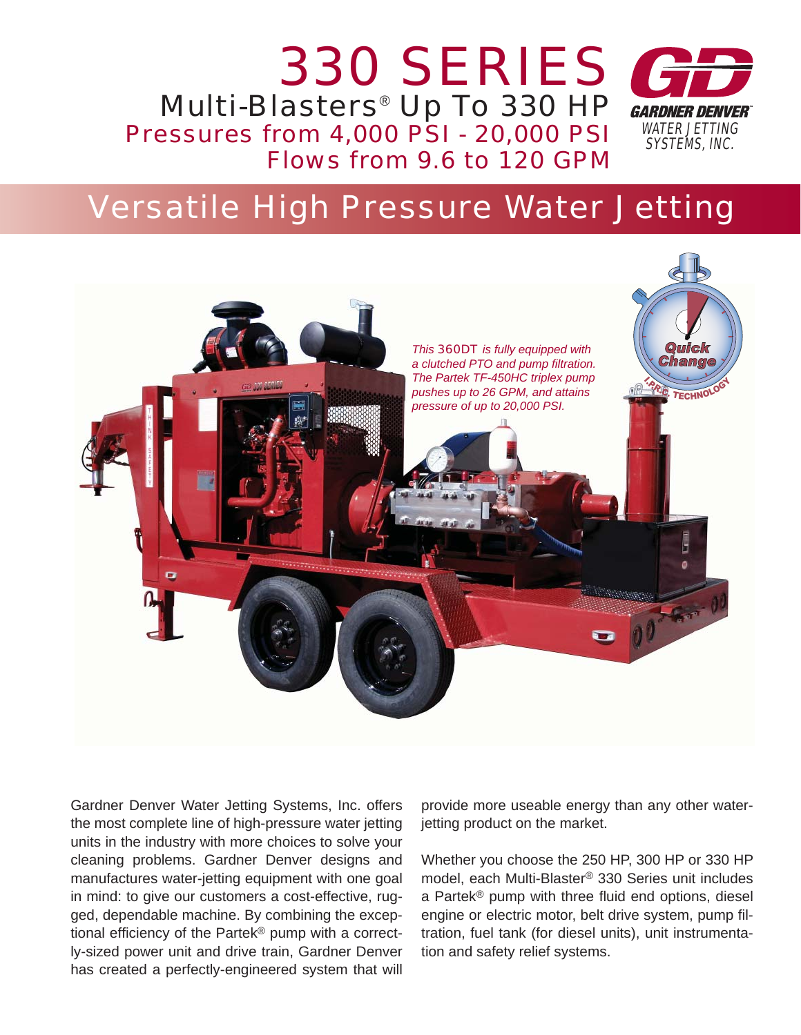# 330 SERIES

## Multi-Blasters® Up To 330 HP

Pressures from 4,000 PSI - 20,000 PSI

Flows from 9.6 to 120 GPM

GARDNER DENVER

WATER JETTING SYSTEMS, INC.

## Versatile High Pressure Water Jetting

*This 360DT is fully equipped with a clutched PTO and pump filtration. The Partek TF-450HC triplex pump pushes up to 26 GPM, and attains pressure of up to 20,000 PSI.*

Gardner Denver Water Jetting Systems, Inc. offers the most complete line of high-pressure water jetting units in the industry with more choices to solve your cleaning problems. Gardner Denver designs and manufactures water-jetting equipment with one goal in mind: to give our customers a cost-effective, rugged, dependable machine. By combining the exceptional efficiency of the Partek® pump with a correctly-sized power unit and drive train, Gardner Denver has created a perfectly-engineered system that will provide more useable energy than any other water-jetting product on the market.

Whether you choose the 250 HP, 300 HP or 330 HP model, each Multi-Blaster® 330 Series unit includes a Partek® pump with three fluid end options, diesel engine or electric motor, belt drive system, pump filtration, fuel tank (for diesel units), unit instrumentation and safety relief systems.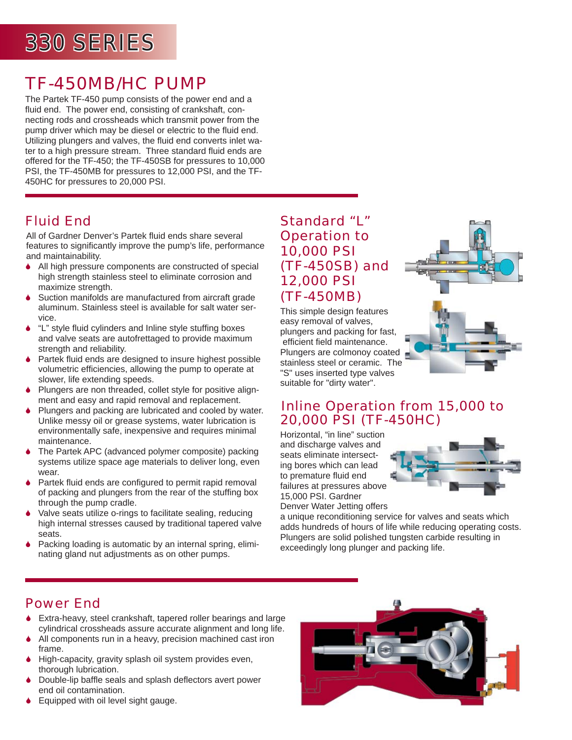# 330 SERIES

## TF-450MB/HC PUMP

The Partek TF-450 pump consists of the power end and a fluid end. The power end, consisting of crankshaft, connecting rods and crossheads which transmit power from the pump driver which may be diesel or electric to the fluid end. Utilizing plungers and valves, the fluid end converts inlet water to a high pressure stream. Three standard fluid ends are offered for the TF-450; the TF-450SB for pressures to 10,000 PSI, the TF-450MB for pressures to 12,000 PSI, and the TF-450HC for pressures to 20,000 PSI.

## Fluid End

All of Gardner Denver's Partek fluid ends share several features to significantly improve the pump's life, performance and maintainability.

- All high pressure components are constructed of special high strength stainless steel to eliminate corrosion and maximize strength.
- Suction manifolds are manufactured from aircraft grade aluminum. Stainless steel is available for salt water service.
- "L" style fluid cylinders and Inline style stuffing boxes and valve seats are autofrettaged to provide maximum strength and reliability.
- Partek fluid ends are designed to insure highest possible volumetric efficiencies, allowing the pump to operate at slower, life extending speeds.
- Plungers are non threaded, collet style for positive alignment and easy and rapid removal and replacement.
- Plungers and packing are lubricated and cooled by water. Unlike messy oil or grease systems, water lubrication is environmentally safe, inexpensive and requires minimal maintenance.
- The Partek APC (advanced polymer composite) packing systems utilize space age materials to deliver long, even wear.
- Partek fluid ends are configured to permit rapid removal of packing and plungers from the rear of the stuffing box through the pump cradle.
- Valve seats utilize o-rings to facilitate sealing, reducing high internal stresses caused by traditional tapered valve seats.
- Packing loading is automatic by an internal spring, eliminating gland nut adjustments as on other pumps.

## Standard "L" Operation to 10,000 PSI (TF-450SB) and 12,000 PSI (TF-450MB)

This simple design features easy removal of valves, plungers and packing for fast, efficient field maintenance. Plungers are colmonoy coated stainless steel or ceramic. The "S" uses inserted type valves suitable for "dirty water".

## Inline Operation from 15,000 to 20,000 PSI (TF-450HC)

Horizontal, "in line" suction and discharge valves and seats eliminate intersecting bores which can lead to premature fluid end failures at pressures above 15,000 PSI. Gardner Denver Water Jetting offers a unique reconditioning service for valves and seats which adds hundreds of hours of life while reducing operating costs. Plungers are solid polished tungsten carbide resulting in exceedingly long plunger and packing life.

## Power End

- Extra-heavy, steel crankshaft, tapered roller bearings and large cylindrical crossheads assure accurate alignment and long life.
- All components run in a heavy, precision machined cast iron frame.
- High-capacity, gravity splash oil system provides even, thorough lubrication.
- Double-lip baffle seals and splash deflectors avert power end oil contamination.
- Equipped with oil level sight gauge.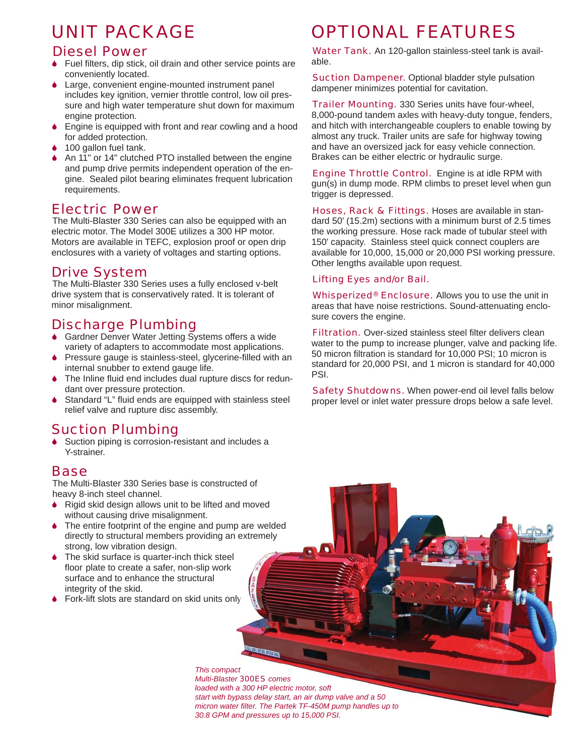# UNIT PACKAGE

## Diesel Power

- Fuel filters, dip stick, oil drain and other service points are conveniently located.
- Large, convenient engine-mounted instrument panel includes key ignition, vernier throttle control, low oil pressure and high water temperature shut down for maximum engine protection.
- Engine is equipped with front and rear cowling and a hood for added protection.
- 100 gallon fuel tank.
- An 11" or 14" clutched PTO installed between the engine and pump drive permits independent operation of the engine. Sealed pilot bearing eliminates frequent lubrication requirements.

## Electric Power

The Multi-Blaster 330 Series can also be equipped with an electric motor. The Model 300E utilizes a 300 HP motor. Motors are available in TEFC, explosion proof or open drip enclosures with a variety of voltages and starting options.

## Drive System

The Multi-Blaster 330 Series uses a fully enclosed v-belt drive system that is conservatively rated. It is tolerant of minor misalignment.

## Discharge Plumbing

- Gardner Denver Water Jetting Systems offers a wide variety of adapters to accommodate most applications.
- Pressure gauge is stainless-steel, glycerine-filled with an internal snubber to extend gauge life.
- The Inline fluid end includes dual rupture discs for redundant over pressure protection.
- Standard "L" fluid ends are equipped with stainless steel relief valve and rupture disc assembly.

## Suction Plumbing

- Suction piping is corrosion-resistant and includes a Y-strainer.

## Base

The Multi-Blaster 330 Series base is constructed of heavy 8-inch steel channel.

- Rigid skid design allows unit to be lifted and moved without causing drive misalignment.
- The entire footprint of the engine and pump are welded directly to structural members providing an extremely strong, low vibration design.
- The skid surface is quarter-inch thick steel floor plate to create a safer, non-slip work surface and to enhance the structural integrity of the skid.
- Fork-lift slots are standard on skid units only

# OPTIONAL FEATURES

**Water Tank.** An 120-gallon stainless-steel tank is available.

**Suction Dampener.** Optional bladder style pulsation dampener minimizes potential for cavitation.

**Trailer Mounting.** 330 Series units have four-wheel, 8,000-pound tandem axles with heavy-duty tongue, fenders, and hitch with interchangeable couplers to enable towing by almost any truck. Trailer units are safe for highway towing and have an oversized jack for easy vehicle connection. Brakes can be either electric or hydraulic surge.

**Engine Throttle Control.** Engine is at idle RPM with gun(s) in dump mode. RPM climbs to preset level when gun trigger is depressed.

**Hoses, Rack & Fittings.** Hoses are available in standard 50' (15.2m) sections with a minimum burst of 2.5 times the working pressure. Hose rack made of tubular steel with 150' capacity. Stainless steel quick connect couplers are available for 10,000, 15,000 or 20,000 PSI working pressure. Other lengths available upon request.

**Lifting Eyes and/or Bail.**

**Whisperized® Enclosure.** Allows you to use the unit in areas that have noise restrictions. Sound-attenuating enclosure covers the engine.

**Filtration.** Over-sized stainless steel filter delivers clean water to the pump to increase plunger, valve and packing life. 50 micron filtration is standard for 10,000 PSI; 10 micron is standard for 20,000 PSI, and 1 micron is standard for 40,000 PSI.

**Safety Shutdowns.** When power-end oil level falls below proper level or inlet water pressure drops below a safe level.

*This compact Multi-Blaster 300ES comes loaded with a 300 HP electric motor, soft start with bypass delay start, an air dump valve and a 50 micron water filter. The Partek TF-450M pump handles up to 30.8 GPM and pressures up to 15,000 PSI.*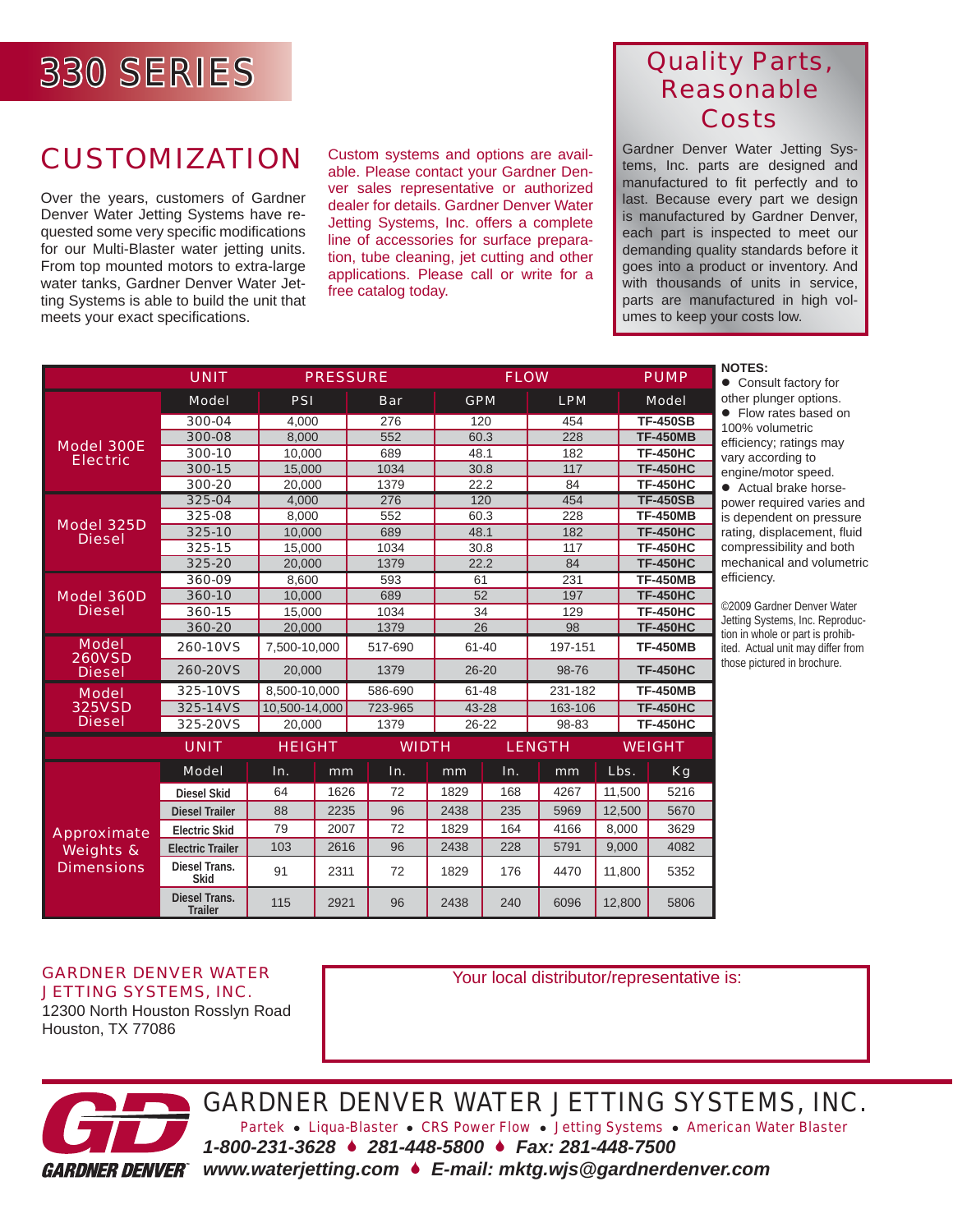# 330 SERIES

## CUSTOMIZATION

Over the years, customers of Gardner Denver Water Jetting Systems have requested some very specific modifications for our Multi-Blaster water jetting units. From top mounted motors to extra-large water tanks, Gardner Denver Water Jetting Systems is able to build the unit that meets your exact specifications.

Custom systems and options are available. Please contact your Gardner Denver sales representative or authorized dealer for details. Gardner Denver Water Jetting Systems, Inc. offers a complete line of accessories for surface preparation, tube cleaning, jet cutting and other applications. Please call or write for a free catalog today.

## Quality Parts, Reasonable Costs

Gardner Denver Water Jetting Systems, Inc. parts are designed and manufactured to fit perfectly and to last. Because every part we design is manufactured by Gardner Denver, each part is inspected to meet our demanding quality standards before it goes into a product or inventory. And with thousands of units in service, parts are manufactured in high volumes to keep your costs low.

| | UNIT | PRESSURE | | FLOW | | PUMP |
|---|---|---|---|---|---|---|
| | Model | PSI | Bar | GPM | LPM | Model |
| Model 300E Electric | 300-04 | 4,000 | 276 | 120 | 454 | TF-450SB |
| | 300-08 | 8,000 | 552 | 60.3 | 228 | TF-450MB |
| | 300-10 | 10,000 | 689 | 48.1 | 182 | TF-450HC |
| | 300-15 | 15,000 | 1034 | 30.8 | 117 | TF-450HC |
| | 300-20 | 20,000 | 1379 | 22.2 | 84 | TF-450HC |
| Model 325D Diesel | 325-04 | 4,000 | 276 | 120 | 454 | TF-450SB |
| | 325-08 | 8,000 | 552 | 60.3 | 228 | TF-450MB |
| | 325-10 | 10,000 | 689 | 48.1 | 182 | TF-450HC |
| | 325-15 | 15,000 | 1034 | 30.8 | 117 | TF-450HC |
| | 325-20 | 20,000 | 1379 | 22.2 | 84 | TF-450HC |
| Model 360D Diesel | 360-09 | 8,600 | 593 | 61 | 231 | TF-450MB |
| | 360-10 | 10,000 | 689 | 52 | 197 | TF-450HC |
| | 360-15 | 15,000 | 1034 | 34 | 129 | TF-450HC |
| | 360-20 | 20,000 | 1379 | 26 | 98 | TF-450HC |
| Model 260VSD Diesel | 260-10VS | 7,500-10,000 | 517-690 | 61-40 | 197-151 | TF-450MB |
| | 260-20VS | 20,000 | 1379 | 26-20 | 98-76 | TF-450HC |
| Model 325VSD Diesel | 325-10VS | 8,500-10,000 | 586-690 | 61-48 | 231-182 | TF-450MB |
| | 325-14VS | 10,500-14,000 | 723-965 | 43-28 | 163-106 | TF-450HC |
| | 325-20VS | 20,000 | 1379 | 26-22 | 98-83 | TF-450HC |

| | UNIT | HEIGHT | | WIDTH | | LENGTH | | WEIGHT | |
|---|---|---|---|---|---|---|---|---|---|
| | Model | In. | mm | In. | mm | In. | mm | Lbs. | Kg |
| Approximate Weights & Dimensions | Diesel Skid | 64 | 1626 | 72 | 1829 | 168 | 4267 | 11,500 | 5216 |
| | Diesel Trailer | 88 | 2235 | 96 | 2438 | 235 | 5969 | 12,500 | 5670 |
| | Electric Skid | 79 | 2007 | 72 | 1829 | 164 | 4166 | 8,000 | 3629 |
| | Electric Trailer | 103 | 2616 | 96 | 2438 | 228 | 5791 | 9,000 | 4082 |
| | Diesel Trans. Skid | 91 | 2311 | 72 | 1829 | 176 | 4470 | 11,800 | 5352 |
| | Diesel Trans. Trailer | 115 | 2921 | 96 | 2438 | 240 | 6096 | 12,800 | 5806 |

**NOTES:**
- Consult factory for other plunger options.
- Flow rates based on 100% volumetric efficiency; ratings may vary according to engine/motor speed.
- Actual brake horsepower required varies and is dependent on pressure rating, displacement, fluid compressibility and both mechanical and volumetric efficiency.

©2009 Gardner Denver Water Jetting Systems, Inc. Reproduction in whole or part is prohibited. Actual unit may differ from those pictured in brochure.

GARDNER DENVER WATER JETTING SYSTEMS, INC.
12300 North Houston Rosslyn Road
Houston, TX 77086

Your local distributor/representative is:

GARDNER DENVER

GARDNER DENVER WATER JETTING SYSTEMS, INC.

Partek • Liqua-Blaster • CRS Power Flow • Jetting Systems • American Water Blaster

***1-800-231-3628 • 281-448-5800 • Fax: 281-448-7500***

***www.waterjetting.com • E-mail: mktg.wjs@gardnerdenver.com***